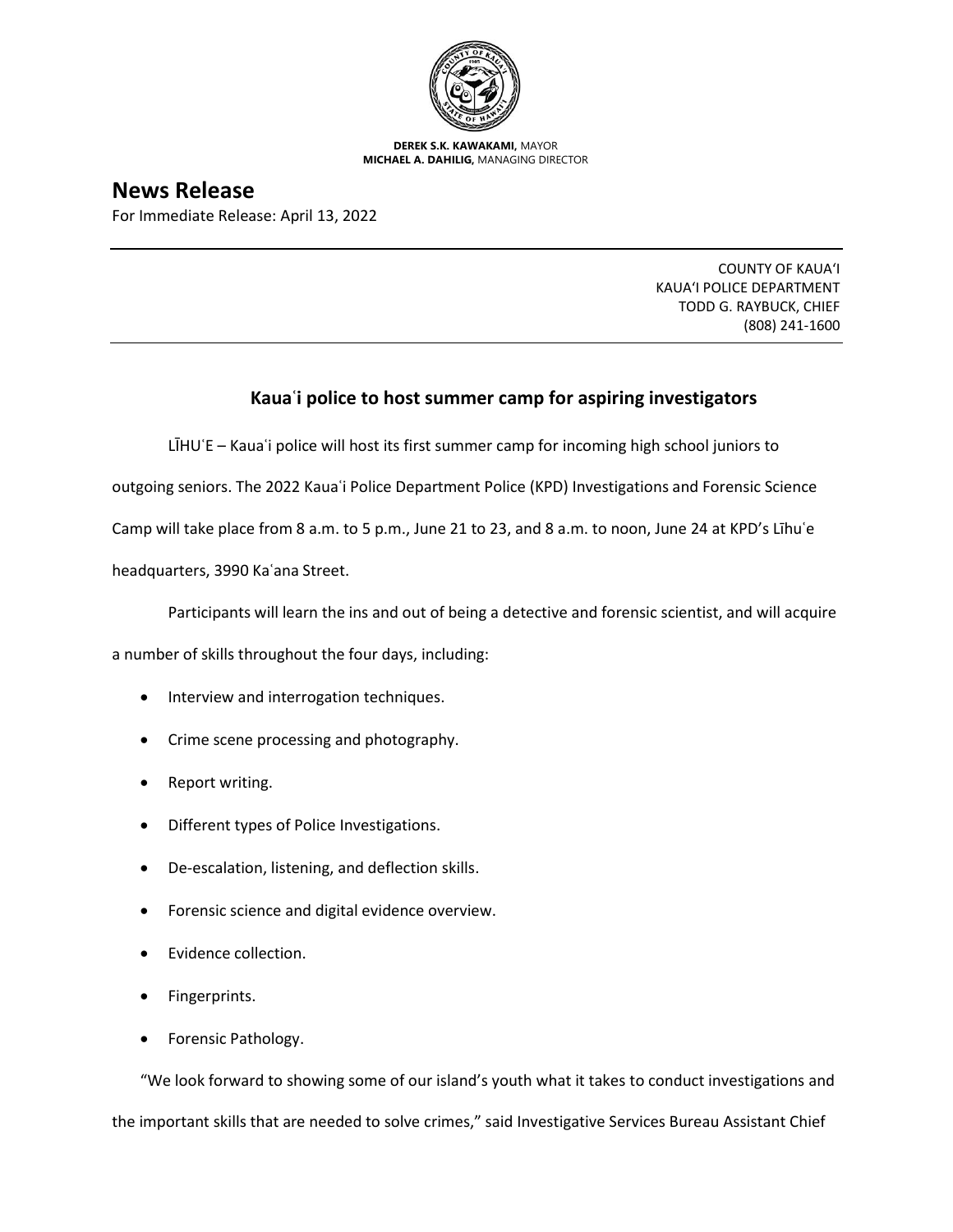**DEREK S.K. KAWAKAMI,** MAYOR
**MICHAEL A. DAHILIG,** MANAGING DIRECTOR

# News Release

For Immediate Release: April 13, 2022

COUNTY OF KAUA'I
KAUA'I POLICE DEPARTMENT
TODD G. RAYBUCK, CHIEF
(808) 241-1600

## Kauaʻi police to host summer camp for aspiring investigators

LĪHUʻE – Kauaʻi police will host its first summer camp for incoming high school juniors to outgoing seniors. The 2022 Kauaʻi Police Department Police (KPD) Investigations and Forensic Science Camp will take place from 8 a.m. to 5 p.m., June 21 to 23, and 8 a.m. to noon, June 24 at KPD's Līhuʻe headquarters, 3990 Kaʻana Street.

Participants will learn the ins and out of being a detective and forensic scientist, and will acquire a number of skills throughout the four days, including:

- Interview and interrogation techniques.
- Crime scene processing and photography.
- Report writing.
- Different types of Police Investigations.
- De-escalation, listening, and deflection skills.
- Forensic science and digital evidence overview.
- Evidence collection.
- Fingerprints.
- Forensic Pathology.

"We look forward to showing some of our island's youth what it takes to conduct investigations and the important skills that are needed to solve crimes," said Investigative Services Bureau Assistant Chief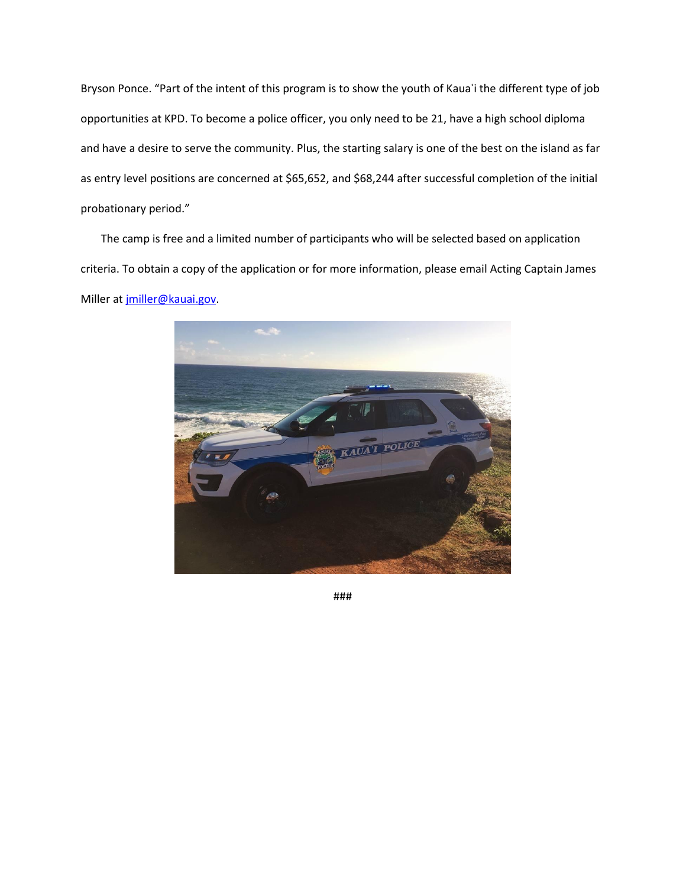Bryson Ponce. “Part of the intent of this program is to show the youth of Kauaʻi the different type of job opportunities at KPD. To become a police officer, you only need to be 21, have a high school diploma and have a desire to serve the community. Plus, the starting salary is one of the best on the island as far as entry level positions are concerned at $65,652, and $68,244 after successful completion of the initial probationary period.”

The camp is free and a limited number of participants who will be selected based on application criteria. To obtain a copy of the application or for more information, please email Acting Captain James Miller at [jmiller@kauai.gov](mailto:jmiller@kauai.gov).

###